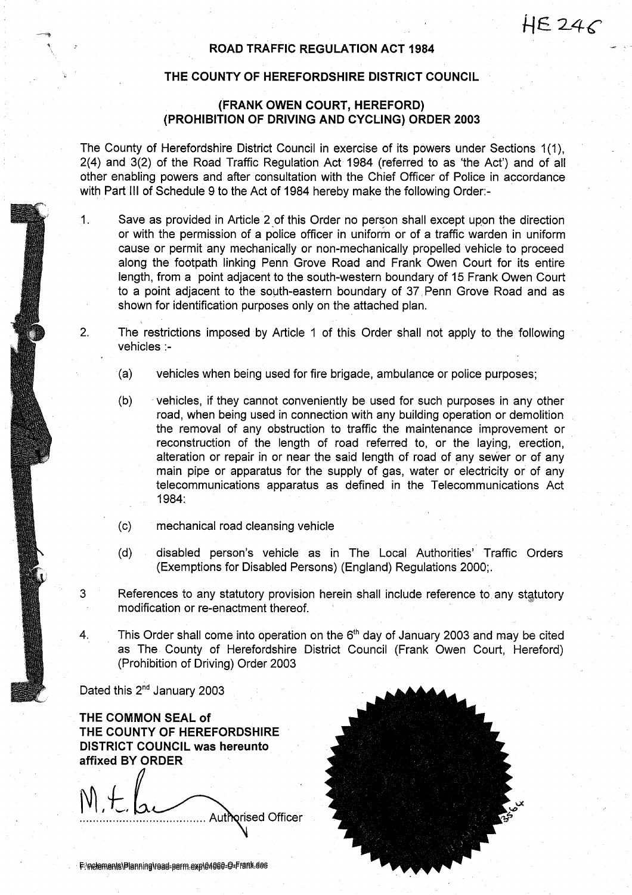HE 246

# ROAD TRAFFIC REGULATION ACT 1984

## THE COUNTY OF HEREFORDSHIRE DISTRICT COUNCIL

## (FRANK OWEN COURT, HEREFORD) (PROHIBITION OF DRIVING AND CYCLING) ORDER 2003

The County of Herefordshire District Council in exercise of its powers under Sections 1(1), 2(4) and 3(2) of the Road Traffic Regulation Act 1984 (referred to as 'the Act') and of all other enabling powers and after consultation with the Chief Officer of Police in accordance with Part III of Schedule 9 to the Act of 1984 hereby make the following Order:-

1. Save as provided in Article 2 of this Order no person shall except upon the direction or with the permission of a police officer in uniform or of a traffic warden in uniform cause or permit any mechanically or non-mechanically propelled vehicle to proceed along the footpath linking Penn Grove Road and Frank Owen Court for its entire length, from a point adjacent to the south-western boundary of 15 Frank Owen Court to a point adjacent to the south-eastern boundary of 37 Penn Grove Road and as shown for identification purposes only on the attached plan.

2. The restrictions imposed by Article 1 of this Order shall not apply to the following vehicles :-

   (a) vehicles when being used for fire brigade, ambulance or police purposes;

   (b) vehicles, if they cannot conveniently be used for such purposes in any other road, when being used in connection with any building operation or demolition the removal of any obstruction to traffic the maintenance improvement or reconstruction of the length of road referred to, or the laying, erection, alteration or repair in or near the said length of road of any sewer or of any main pipe or apparatus for the supply of gas, water or electricity or of any telecommunications apparatus as defined in the Telecommunications Act 1984:

   (c) mechanical road cleansing vehicle

   (d) disabled person's vehicle as in The Local Authorities' Traffic Orders (Exemptions for Disabled Persons) (England) Regulations 2000;.

3. References to any statutory provision herein shall include reference to any statutory modification or re-enactment thereof.

4. This Order shall come into operation on the 6th day of January 2003 and may be cited as The County of Herefordshire District Council (Frank Owen Court, Hereford) (Prohibition of Driving) Order 2003

Dated this 2nd January 2003

**THE COMMON SEAL of THE COUNTY OF HEREFORDSHIRE DISTRICT COUNCIL was hereunto affixed BY ORDER**

M.t.[signature] ...................................... Authorised Officer

3564

F:\elements\Planning\road-perm.exp\04060-0-Frank.doc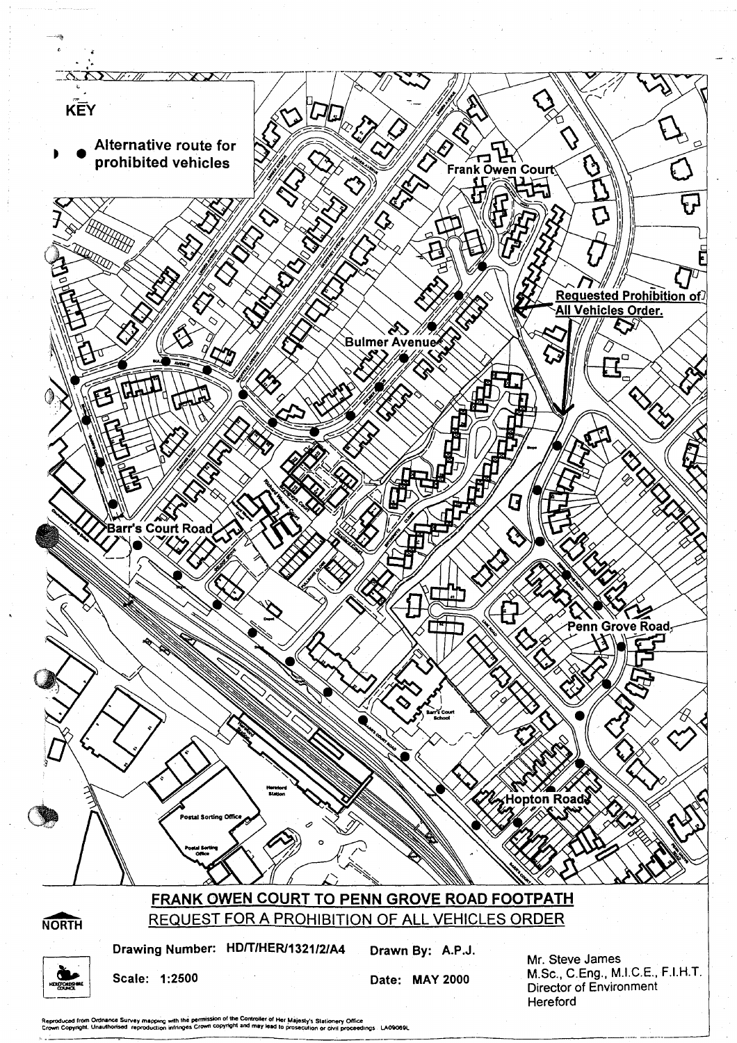**KEY**

● Alternative route for prohibited vehicles

Frank Owen Court

Requested Prohibition of All Vehicles Order.

Bulmer Avenue

Barr's Court Road

Penn Grove Road

Hopton Road

Postal Sorting Office

Hereford Station

Barr's Court School

## FRANK OWEN COURT TO PENN GROVE ROAD FOOTPATH

## REQUEST FOR A PROHIBITION OF ALL VEHICLES ORDER

NORTH

HEREFORDSHIRE COUNCIL

Drawing Number: HD/T/HER/1321/2/A4

Drawn By: A.P.J.

Scale: 1:2500

Date: MAY 2000

Mr. Steve James
M.Sc., C.Eng., M.I.C.E., F.I.H.T.
Director of Environment
Hereford

Reproduced from Ordnance Survey mapping with the permission of the Controller of Her Majesty's Stationery Office
Crown Copyright. Unauthorised reproduction infringes Crown copyright and may lead to prosecution or civil proceedings LA09069L